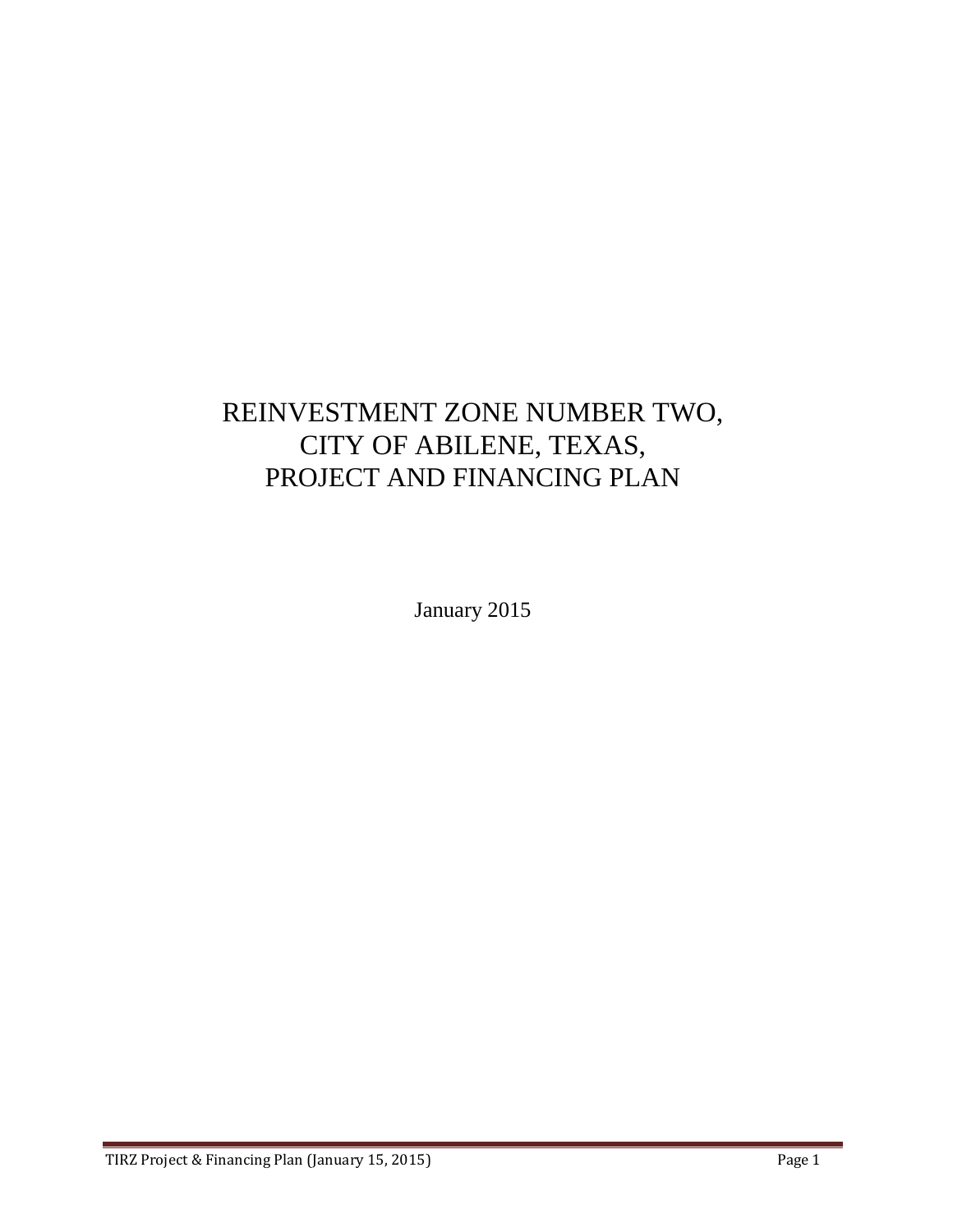# REINVESTMENT ZONE NUMBER TWO, CITY OF ABILENE, TEXAS, PROJECT AND FINANCING PLAN

January 2015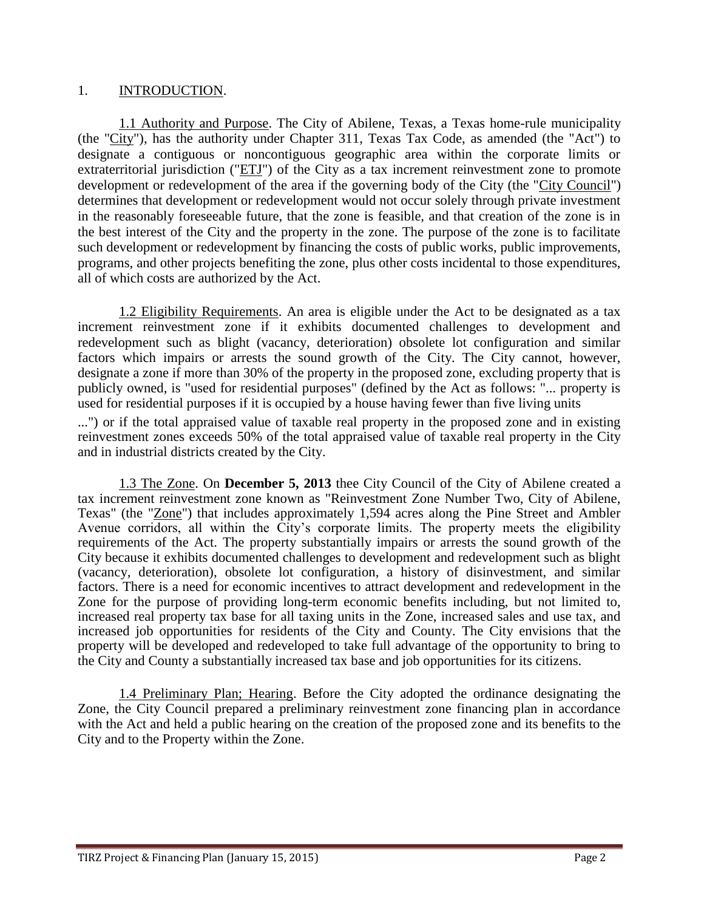## 1. INTRODUCTION.

1.1 Authority and Purpose. The City of Abilene, Texas, a Texas home-rule municipality (the "City"), has the authority under Chapter 311, Texas Tax Code, as amended (the "Act") to designate a contiguous or noncontiguous geographic area within the corporate limits or extraterritorial jurisdiction ("ETJ") of the City as a tax increment reinvestment zone to promote development or redevelopment of the area if the governing body of the City (the "City Council") determines that development or redevelopment would not occur solely through private investment in the reasonably foreseeable future, that the zone is feasible, and that creation of the zone is in the best interest of the City and the property in the zone. The purpose of the zone is to facilitate such development or redevelopment by financing the costs of public works, public improvements, programs, and other projects benefiting the zone, plus other costs incidental to those expenditures, all of which costs are authorized by the Act.

1.2 Eligibility Requirements. An area is eligible under the Act to be designated as a tax increment reinvestment zone if it exhibits documented challenges to development and redevelopment such as blight (vacancy, deterioration) obsolete lot configuration and similar factors which impairs or arrests the sound growth of the City. The City cannot, however, designate a zone if more than 30% of the property in the proposed zone, excluding property that is publicly owned, is "used for residential purposes" (defined by the Act as follows: "... property is used for residential purposes if it is occupied by a house having fewer than five living units ...") or if the total appraised value of taxable real property in the proposed zone and in existing reinvestment zones exceeds 50% of the total appraised value of taxable real property in the City and in industrial districts created by the City.

1.3 The Zone. On **December 5, 2013** thee City Council of the City of Abilene created a tax increment reinvestment zone known as "Reinvestment Zone Number Two, City of Abilene, Texas" (the "Zone") that includes approximately 1,594 acres along the Pine Street and Ambler Avenue corridors, all within the City's corporate limits. The property meets the eligibility requirements of the Act. The property substantially impairs or arrests the sound growth of the City because it exhibits documented challenges to development and redevelopment such as blight (vacancy, deterioration), obsolete lot configuration, a history of disinvestment, and similar factors. There is a need for economic incentives to attract development and redevelopment in the Zone for the purpose of providing long-term economic benefits including, but not limited to, increased real property tax base for all taxing units in the Zone, increased sales and use tax, and increased job opportunities for residents of the City and County. The City envisions that the property will be developed and redeveloped to take full advantage of the opportunity to bring to the City and County a substantially increased tax base and job opportunities for its citizens.

1.4 Preliminary Plan; Hearing. Before the City adopted the ordinance designating the Zone, the City Council prepared a preliminary reinvestment zone financing plan in accordance with the Act and held a public hearing on the creation of the proposed zone and its benefits to the City and to the Property within the Zone.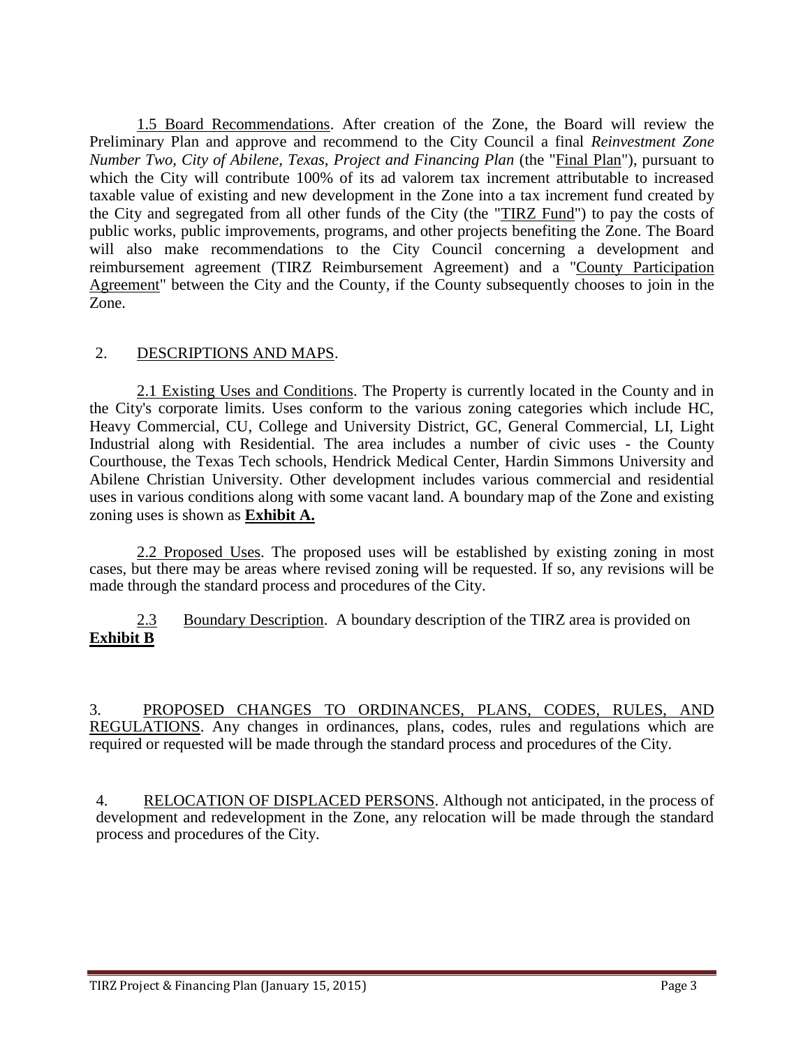1.5 Board Recommendations. After creation of the Zone, the Board will review the Preliminary Plan and approve and recommend to the City Council a final *Reinvestment Zone Number Two, City of Abilene, Texas, Project and Financing Plan* (the "Final Plan"), pursuant to which the City will contribute 100% of its ad valorem tax increment attributable to increased taxable value of existing and new development in the Zone into a tax increment fund created by the City and segregated from all other funds of the City (the "TIRZ Fund") to pay the costs of public works, public improvements, programs, and other projects benefiting the Zone. The Board will also make recommendations to the City Council concerning a development and reimbursement agreement (TIRZ Reimbursement Agreement) and a "County Participation Agreement" between the City and the County, if the County subsequently chooses to join in the Zone.

## 2. DESCRIPTIONS AND MAPS.

2.1 Existing Uses and Conditions. The Property is currently located in the County and in the City's corporate limits. Uses conform to the various zoning categories which include HC, Heavy Commercial, CU, College and University District, GC, General Commercial, LI, Light Industrial along with Residential. The area includes a number of civic uses - the County Courthouse, the Texas Tech schools, Hendrick Medical Center, Hardin Simmons University and Abilene Christian University. Other development includes various commercial and residential uses in various conditions along with some vacant land. A boundary map of the Zone and existing zoning uses is shown as **Exhibit A.**

2.2 Proposed Uses. The proposed uses will be established by existing zoning in most cases, but there may be areas where revised zoning will be requested. If so, any revisions will be made through the standard process and procedures of the City.

2.3 Boundary Description. A boundary description of the TIRZ area is provided on **Exhibit B**

## 3. PROPOSED CHANGES TO ORDINANCES, PLANS, CODES, RULES, AND REGULATIONS.

Any changes in ordinances, plans, codes, rules and regulations which are required or requested will be made through the standard process and procedures of the City.

## 4. RELOCATION OF DISPLACED PERSONS.

Although not anticipated, in the process of development and redevelopment in the Zone, any relocation will be made through the standard process and procedures of the City.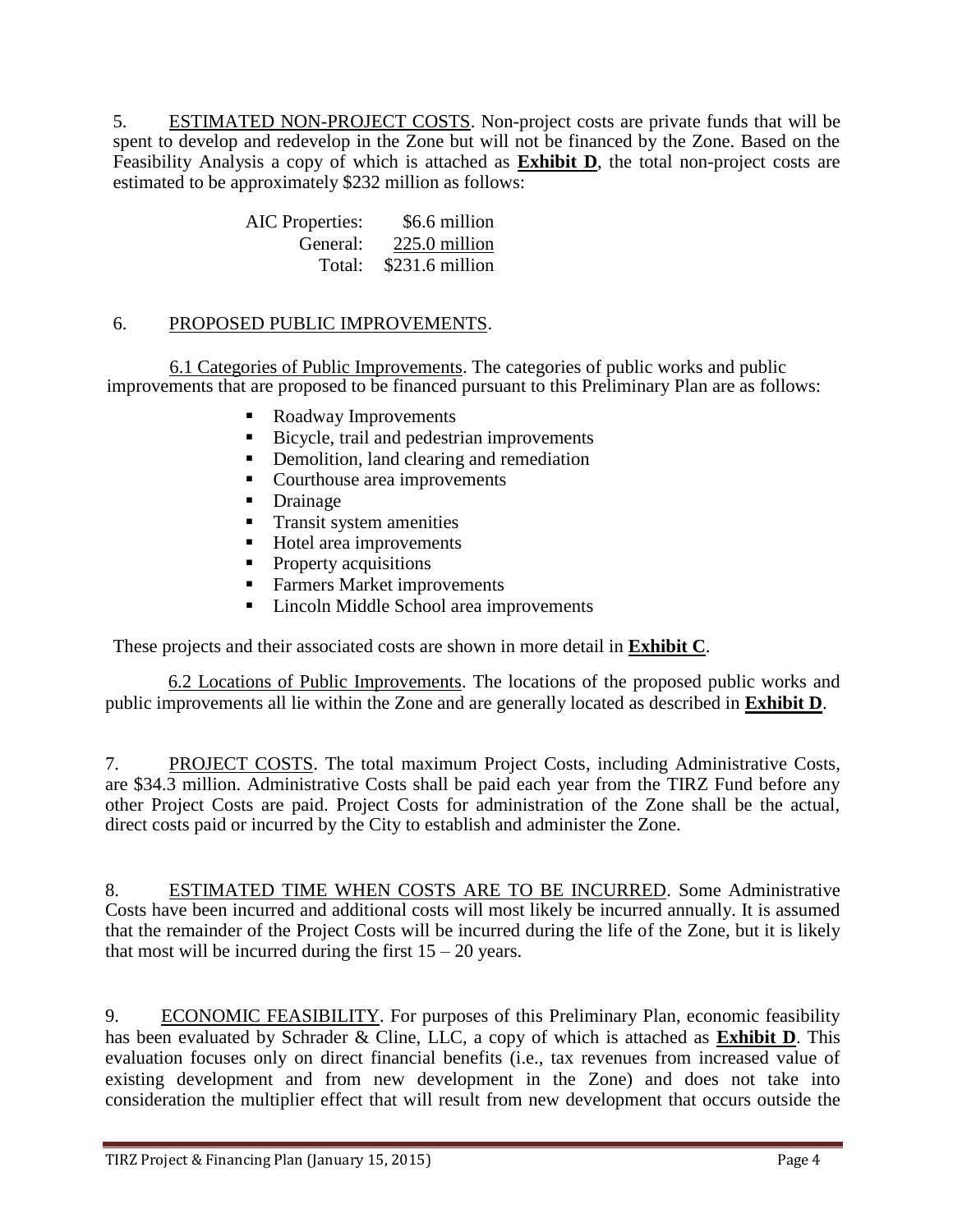5. <u>ESTIMATED NON-PROJECT COSTS</u>. Non-project costs are private funds that will be spent to develop and redevelop in the Zone but will not be financed by the Zone. Based on the Feasibility Analysis a copy of which is attached as **Exhibit D**, the total non-project costs are estimated to be approximately $232 million as follows:

| | |
|---|---|
| AIC Properties: | $6.6 million |
| General: | 225.0 million |
| Total: | $231.6 million |

6. <u>PROPOSED PUBLIC IMPROVEMENTS</u>.

<u>6.1 Categories of Public Improvements</u>. The categories of public works and public improvements that are proposed to be financed pursuant to this Preliminary Plan are as follows:

- Roadway Improvements
- Bicycle, trail and pedestrian improvements
- Demolition, land clearing and remediation
- Courthouse area improvements
- Drainage
- Transit system amenities
- Hotel area improvements
- Property acquisitions
- Farmers Market improvements
- Lincoln Middle School area improvements

These projects and their associated costs are shown in more detail in **Exhibit C**.

<u>6.2 Locations of Public Improvements</u>. The locations of the proposed public works and public improvements all lie within the Zone and are generally located as described in **Exhibit D**.

7. <u>PROJECT COSTS</u>. The total maximum Project Costs, including Administrative Costs, are $34.3 million. Administrative Costs shall be paid each year from the TIRZ Fund before any other Project Costs are paid. Project Costs for administration of the Zone shall be the actual, direct costs paid or incurred by the City to establish and administer the Zone.

8. <u>ESTIMATED TIME WHEN COSTS ARE TO BE INCURRED</u>. Some Administrative Costs have been incurred and additional costs will most likely be incurred annually. It is assumed that the remainder of the Project Costs will be incurred during the life of the Zone, but it is likely that most will be incurred during the first 15 – 20 years.

9. <u>ECONOMIC FEASIBILITY</u>. For purposes of this Preliminary Plan, economic feasibility has been evaluated by Schrader & Cline, LLC, a copy of which is attached as **Exhibit D**. This evaluation focuses only on direct financial benefits (i.e., tax revenues from increased value of existing development and from new development in the Zone) and does not take into consideration the multiplier effect that will result from new development that occurs outside the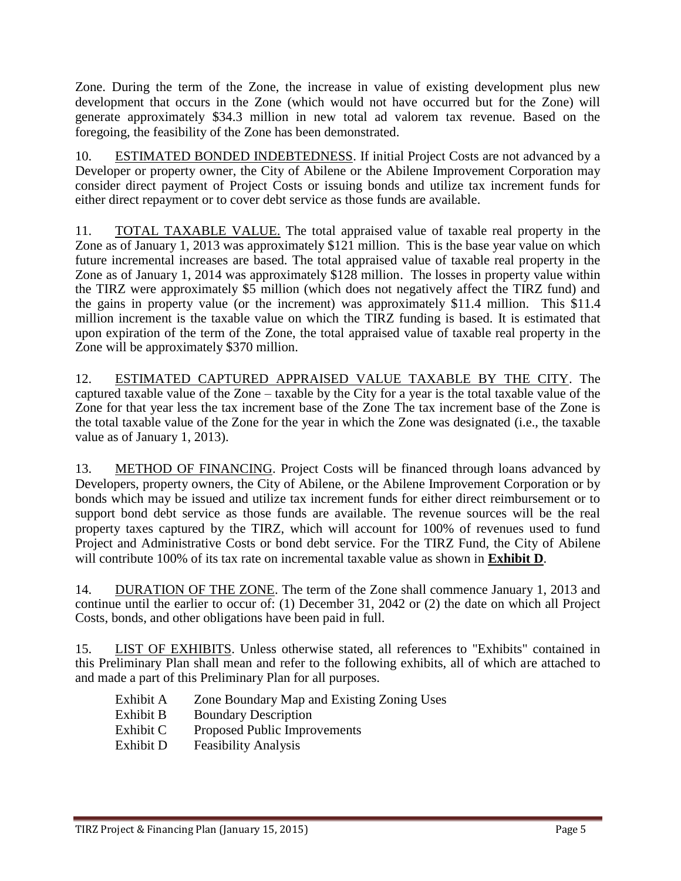Zone. During the term of the Zone, the increase in value of existing development plus new development that occurs in the Zone (which would not have occurred but for the Zone) will generate approximately $34.3 million in new total ad valorem tax revenue. Based on the foregoing, the feasibility of the Zone has been demonstrated.

10. <u>ESTIMATED BONDED INDEBTEDNESS</u>. If initial Project Costs are not advanced by a Developer or property owner, the City of Abilene or the Abilene Improvement Corporation may consider direct payment of Project Costs or issuing bonds and utilize tax increment funds for either direct repayment or to cover debt service as those funds are available.

11. <u>TOTAL TAXABLE VALUE.</u> The total appraised value of taxable real property in the Zone as of January 1, 2013 was approximately $121 million. This is the base year value on which future incremental increases are based. The total appraised value of taxable real property in the Zone as of January 1, 2014 was approximately $128 million. The losses in property value within the TIRZ were approximately $5 million (which does not negatively affect the TIRZ fund) and the gains in property value (or the increment) was approximately $11.4 million. This $11.4 million increment is the taxable value on which the TIRZ funding is based. It is estimated that upon expiration of the term of the Zone, the total appraised value of taxable real property in the Zone will be approximately $370 million.

12. <u>ESTIMATED CAPTURED APPRAISED VALUE TAXABLE BY THE CITY</u>. The captured taxable value of the Zone – taxable by the City for a year is the total taxable value of the Zone for that year less the tax increment base of the Zone The tax increment base of the Zone is the total taxable value of the Zone for the year in which the Zone was designated (i.e., the taxable value as of January 1, 2013).

13. <u>METHOD OF FINANCING</u>. Project Costs will be financed through loans advanced by Developers, property owners, the City of Abilene, or the Abilene Improvement Corporation or by bonds which may be issued and utilize tax increment funds for either direct reimbursement or to support bond debt service as those funds are available. The revenue sources will be the real property taxes captured by the TIRZ, which will account for 100% of revenues used to fund Project and Administrative Costs or bond debt service. For the TIRZ Fund, the City of Abilene will contribute 100% of its tax rate on incremental taxable value as shown in **<u>Exhibit D</u>**.

14. <u>DURATION OF THE ZONE</u>. The term of the Zone shall commence January 1, 2013 and continue until the earlier to occur of: (1) December 31, 2042 or (2) the date on which all Project Costs, bonds, and other obligations have been paid in full.

15. <u>LIST OF EXHIBITS</u>. Unless otherwise stated, all references to "Exhibits" contained in this Preliminary Plan shall mean and refer to the following exhibits, all of which are attached to and made a part of this Preliminary Plan for all purposes.

- Exhibit A — Zone Boundary Map and Existing Zoning Uses
- Exhibit B — Boundary Description
- Exhibit C — Proposed Public Improvements
- Exhibit D — Feasibility Analysis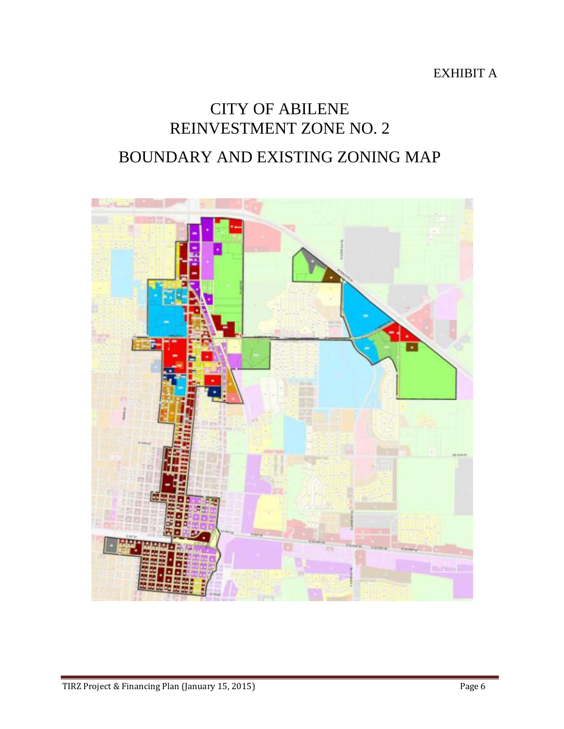EXHIBIT A

# CITY OF ABILENE
# REINVESTMENT ZONE NO. 2

# BOUNDARY AND EXISTING ZONING MAP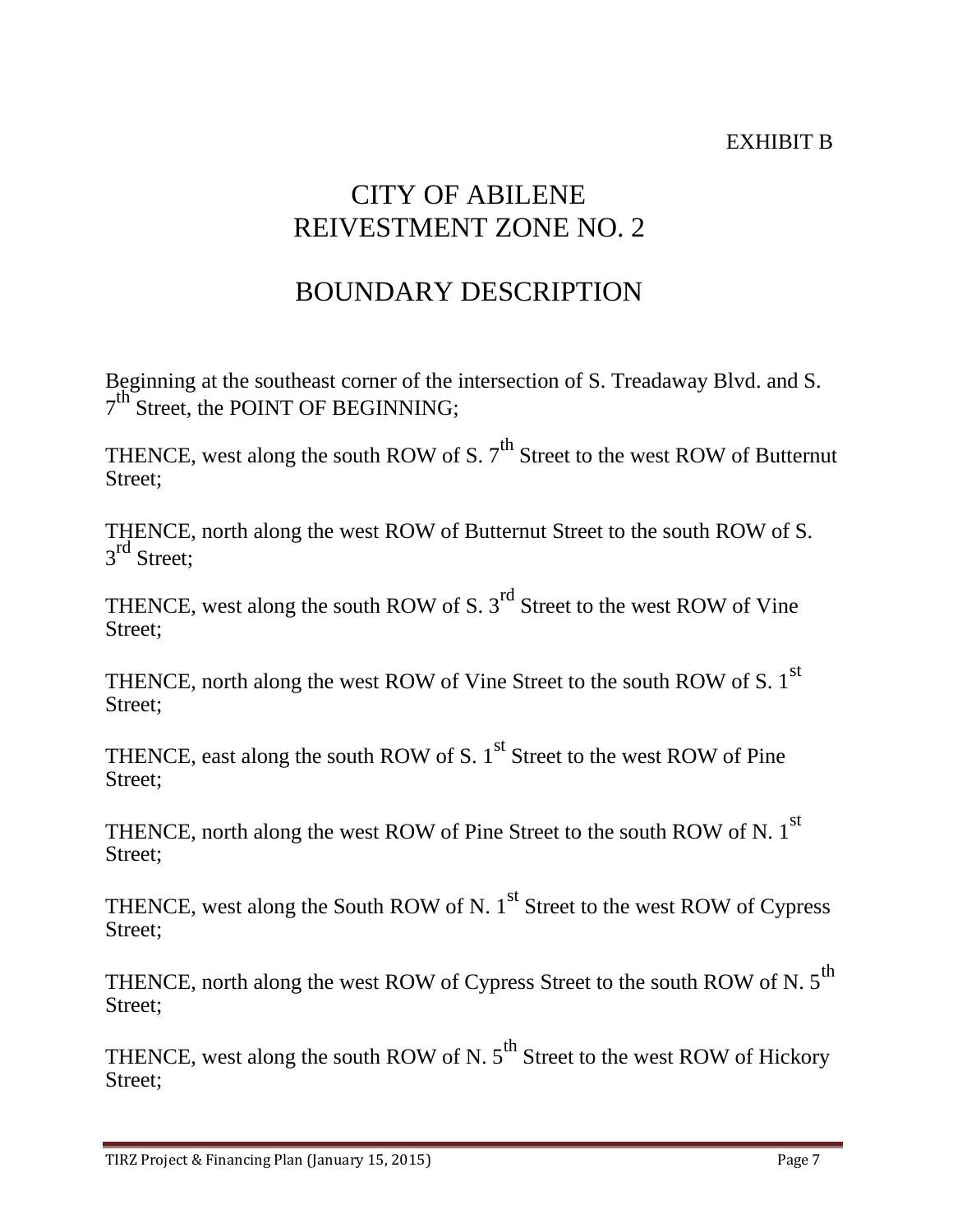EXHIBIT B

# CITY OF ABILENE
# REIVESTMENT ZONE NO. 2

# BOUNDARY DESCRIPTION

Beginning at the southeast corner of the intersection of S. Treadaway Blvd. and S. 7th Street, the POINT OF BEGINNING;

THENCE, west along the south ROW of S. 7th Street to the west ROW of Butternut Street;

THENCE, north along the west ROW of Butternut Street to the south ROW of S. 3rd Street;

THENCE, west along the south ROW of S. 3rd Street to the west ROW of Vine Street;

THENCE, north along the west ROW of Vine Street to the south ROW of S. 1st Street;

THENCE, east along the south ROW of S. 1st Street to the west ROW of Pine Street;

THENCE, north along the west ROW of Pine Street to the south ROW of N. 1st Street;

THENCE, west along the South ROW of N. 1st Street to the west ROW of Cypress Street;

THENCE, north along the west ROW of Cypress Street to the south ROW of N. 5th Street;

THENCE, west along the south ROW of N. 5th Street to the west ROW of Hickory Street;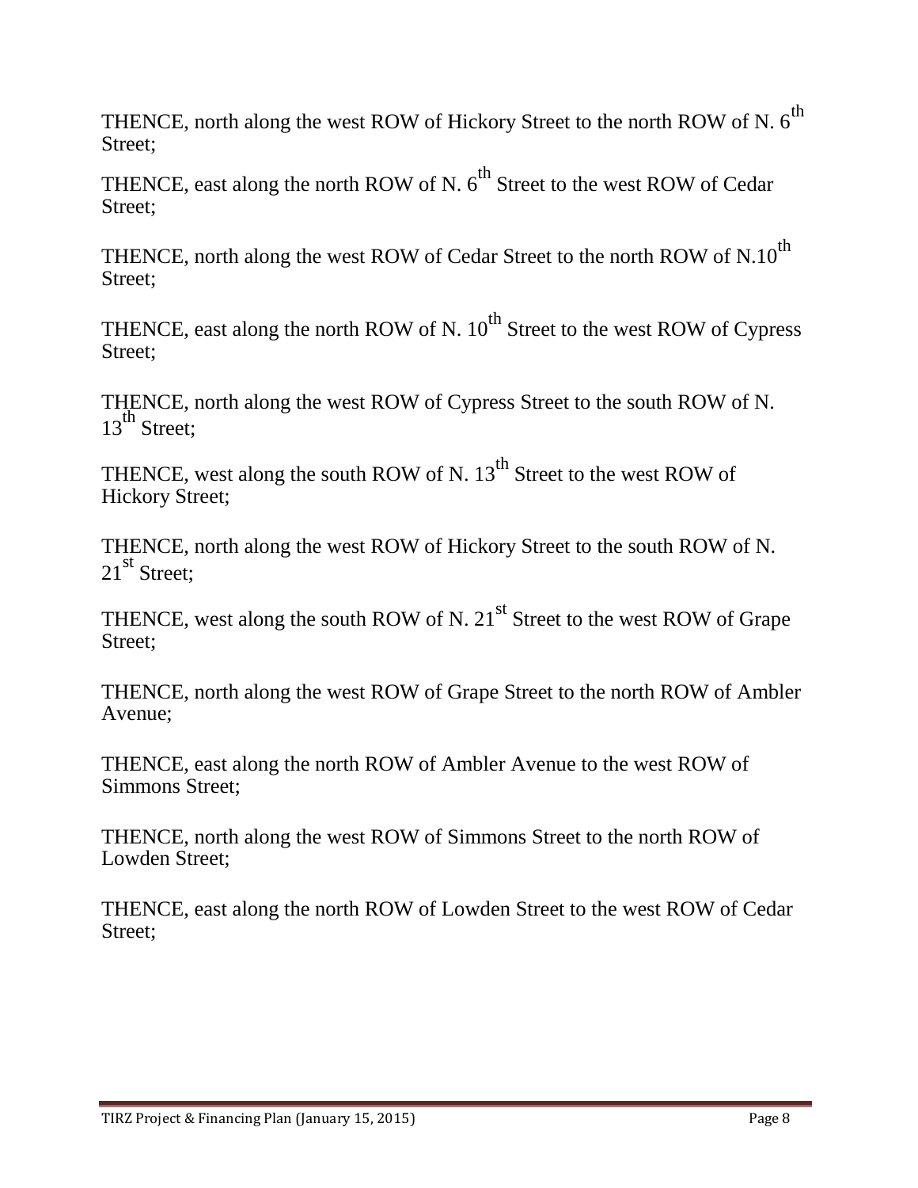THENCE, north along the west ROW of Hickory Street to the north ROW of N. 6th Street;

THENCE, east along the north ROW of N. 6th Street to the west ROW of Cedar Street;

THENCE, north along the west ROW of Cedar Street to the north ROW of N.10th Street;

THENCE, east along the north ROW of N. 10th Street to the west ROW of Cypress Street;

THENCE, north along the west ROW of Cypress Street to the south ROW of N. 13th Street;

THENCE, west along the south ROW of N. 13th Street to the west ROW of Hickory Street;

THENCE, north along the west ROW of Hickory Street to the south ROW of N. 21st Street;

THENCE, west along the south ROW of N. 21st Street to the west ROW of Grape Street;

THENCE, north along the west ROW of Grape Street to the north ROW of Ambler Avenue;

THENCE, east along the north ROW of Ambler Avenue to the west ROW of Simmons Street;

THENCE, north along the west ROW of Simmons Street to the north ROW of Lowden Street;

THENCE, east along the north ROW of Lowden Street to the west ROW of Cedar Street;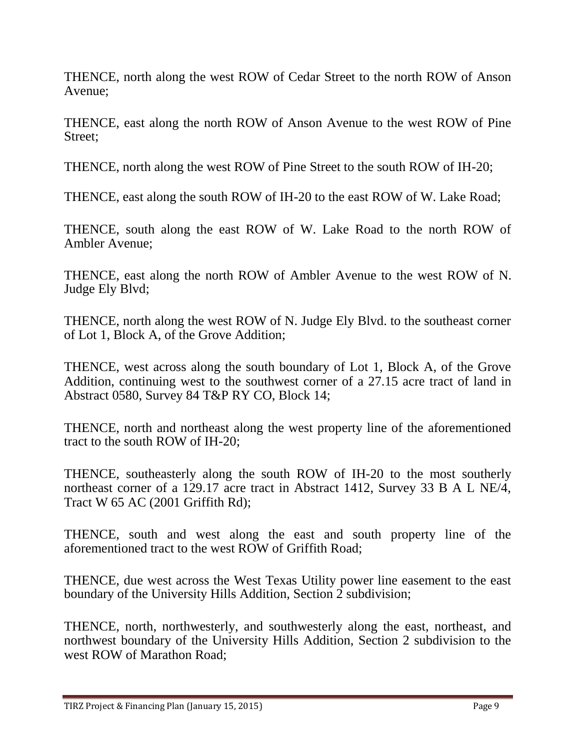THENCE, north along the west ROW of Cedar Street to the north ROW of Anson Avenue;

THENCE, east along the north ROW of Anson Avenue to the west ROW of Pine Street;

THENCE, north along the west ROW of Pine Street to the south ROW of IH-20;

THENCE, east along the south ROW of IH-20 to the east ROW of W. Lake Road;

THENCE, south along the east ROW of W. Lake Road to the north ROW of Ambler Avenue;

THENCE, east along the north ROW of Ambler Avenue to the west ROW of N. Judge Ely Blvd;

THENCE, north along the west ROW of N. Judge Ely Blvd. to the southeast corner of Lot 1, Block A, of the Grove Addition;

THENCE, west across along the south boundary of Lot 1, Block A, of the Grove Addition, continuing west to the southwest corner of a 27.15 acre tract of land in Abstract 0580, Survey 84 T&P RY CO, Block 14;

THENCE, north and northeast along the west property line of the aforementioned tract to the south ROW of IH-20;

THENCE, southeasterly along the south ROW of IH-20 to the most southerly northeast corner of a 129.17 acre tract in Abstract 1412, Survey 33 B A L NE/4, Tract W 65 AC (2001 Griffith Rd);

THENCE, south and west along the east and south property line of the aforementioned tract to the west ROW of Griffith Road;

THENCE, due west across the West Texas Utility power line easement to the east boundary of the University Hills Addition, Section 2 subdivision;

THENCE, north, northwesterly, and southwesterly along the east, northeast, and northwest boundary of the University Hills Addition, Section 2 subdivision to the west ROW of Marathon Road;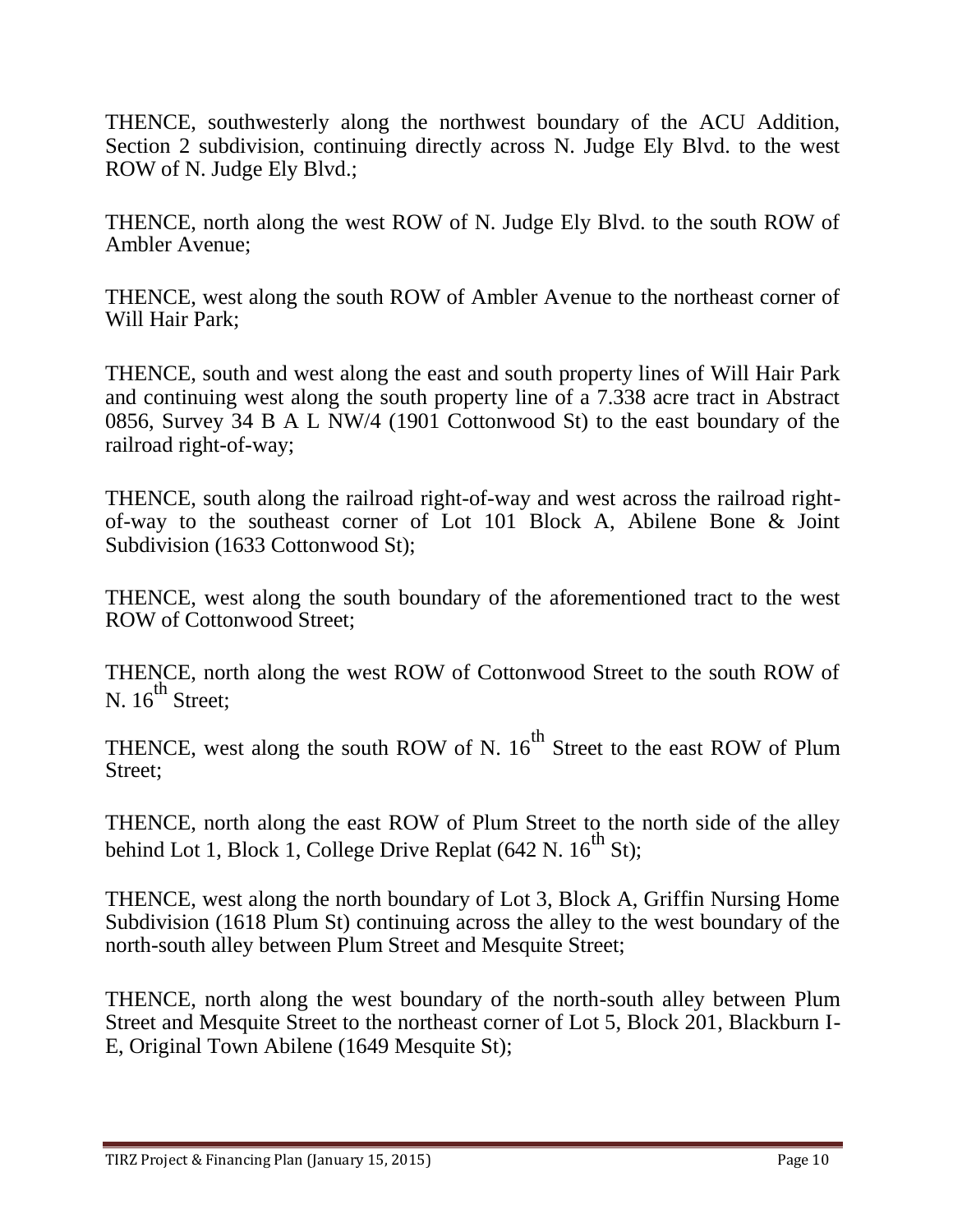THENCE, southwesterly along the northwest boundary of the ACU Addition, Section 2 subdivision, continuing directly across N. Judge Ely Blvd. to the west ROW of N. Judge Ely Blvd.;

THENCE, north along the west ROW of N. Judge Ely Blvd. to the south ROW of Ambler Avenue;

THENCE, west along the south ROW of Ambler Avenue to the northeast corner of Will Hair Park;

THENCE, south and west along the east and south property lines of Will Hair Park and continuing west along the south property line of a 7.338 acre tract in Abstract 0856, Survey 34 B A L NW/4 (1901 Cottonwood St) to the east boundary of the railroad right-of-way;

THENCE, south along the railroad right-of-way and west across the railroad right-of-way to the southeast corner of Lot 101 Block A, Abilene Bone & Joint Subdivision (1633 Cottonwood St);

THENCE, west along the south boundary of the aforementioned tract to the west ROW of Cottonwood Street;

THENCE, north along the west ROW of Cottonwood Street to the south ROW of N. 16th Street;

THENCE, west along the south ROW of N. 16th Street to the east ROW of Plum Street;

THENCE, north along the east ROW of Plum Street to the north side of the alley behind Lot 1, Block 1, College Drive Replat (642 N. 16th St);

THENCE, west along the north boundary of Lot 3, Block A, Griffin Nursing Home Subdivision (1618 Plum St) continuing across the alley to the west boundary of the north-south alley between Plum Street and Mesquite Street;

THENCE, north along the west boundary of the north-south alley between Plum Street and Mesquite Street to the northeast corner of Lot 5, Block 201, Blackburn I-E, Original Town Abilene (1649 Mesquite St);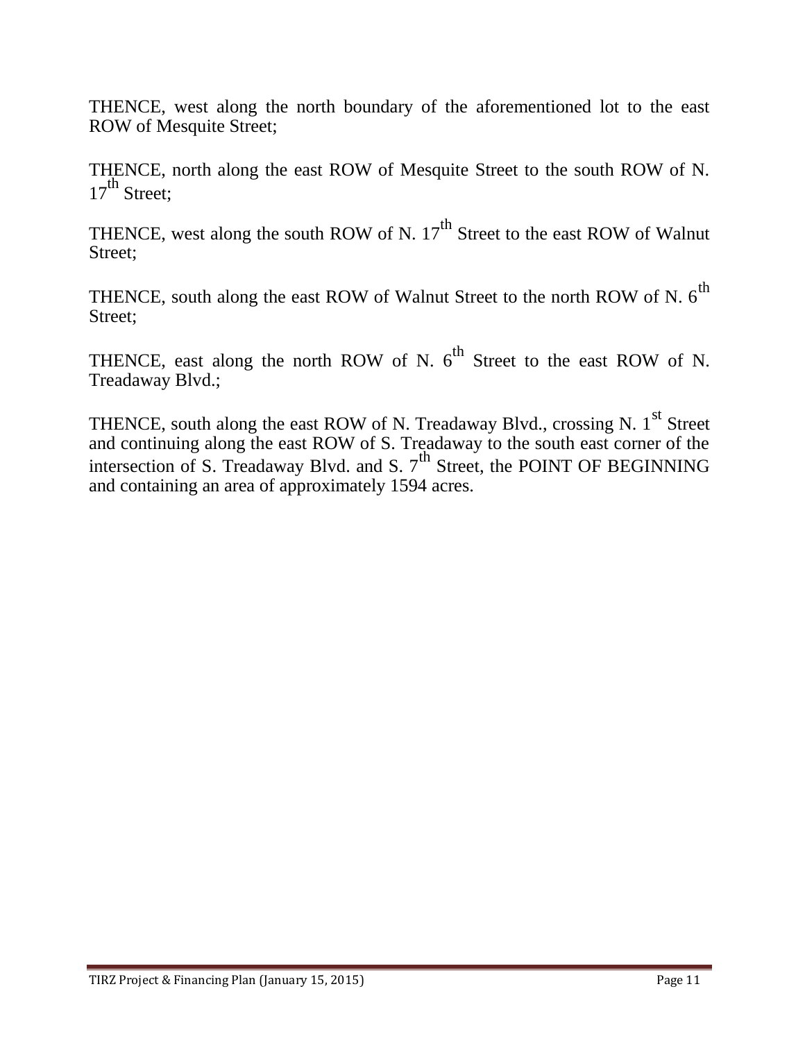THENCE, west along the north boundary of the aforementioned lot to the east ROW of Mesquite Street;

THENCE, north along the east ROW of Mesquite Street to the south ROW of N. $17^{th}$ Street;

THENCE, west along the south ROW of N. $17^{th}$ Street to the east ROW of Walnut Street;

THENCE, south along the east ROW of Walnut Street to the north ROW of N. $6^{th}$ Street;

THENCE, east along the north ROW of N. $6^{th}$ Street to the east ROW of N. Treadaway Blvd.;

THENCE, south along the east ROW of N. Treadaway Blvd., crossing N. $1^{st}$ Street and continuing along the east ROW of S. Treadaway to the south east corner of the intersection of S. Treadaway Blvd. and S. $7^{th}$ Street, the POINT OF BEGINNING and containing an area of approximately 1594 acres.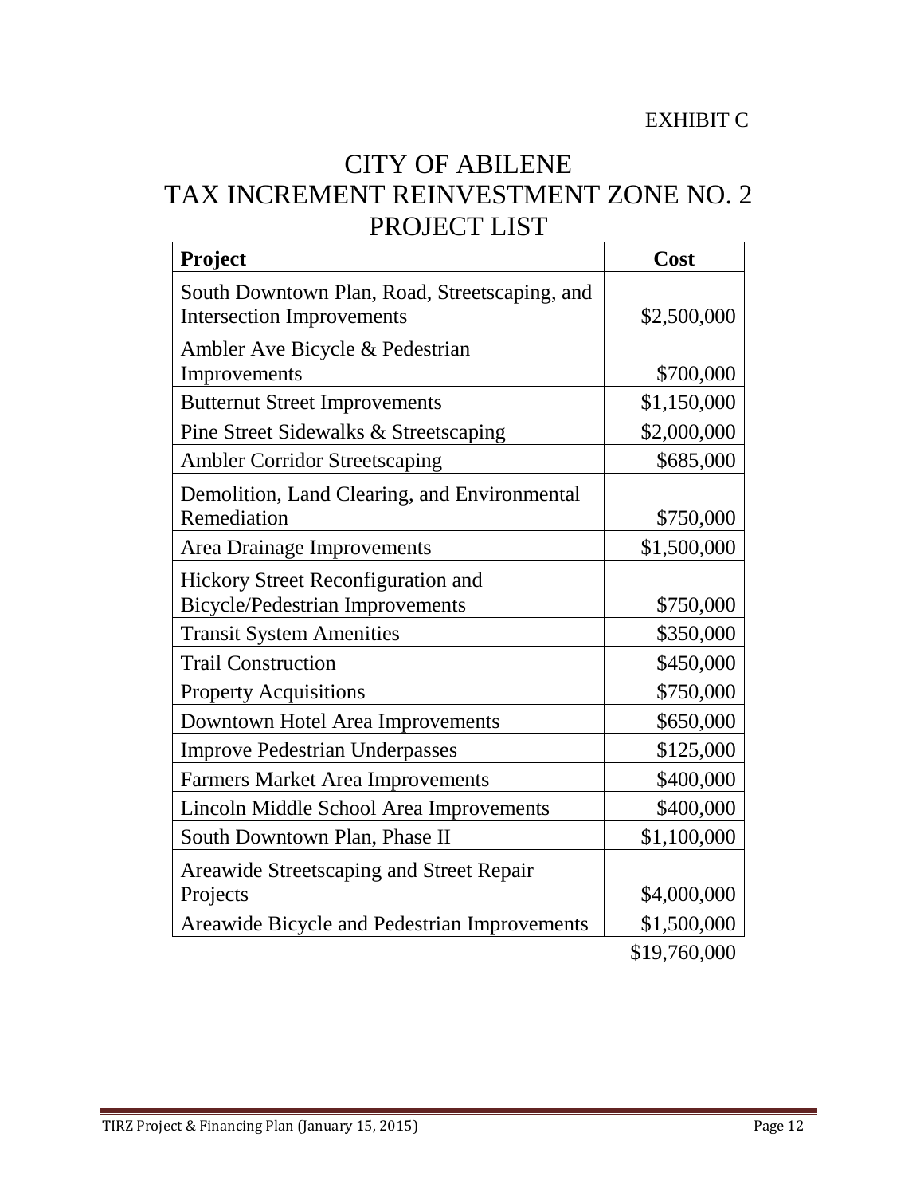EXHIBIT C

# CITY OF ABILENE
# TAX INCREMENT REINVESTMENT ZONE NO. 2
# PROJECT LIST

| **Project** | **Cost** |
|---|---|
| South Downtown Plan, Road, Streetscaping, and Intersection Improvements | $2,500,000 |
| Ambler Ave Bicycle & Pedestrian Improvements | $700,000 |
| Butternut Street Improvements | $1,150,000 |
| Pine Street Sidewalks & Streetscaping | $2,000,000 |
| Ambler Corridor Streetscaping | $685,000 |
| Demolition, Land Clearing, and Environmental Remediation | $750,000 |
| Area Drainage Improvements | $1,500,000 |
| Hickory Street Reconfiguration and Bicycle/Pedestrian Improvements | $750,000 |
| Transit System Amenities | $350,000 |
| Trail Construction | $450,000 |
| Property Acquisitions | $750,000 |
| Downtown Hotel Area Improvements | $650,000 |
| Improve Pedestrian Underpasses | $125,000 |
| Farmers Market Area Improvements | $400,000 |
| Lincoln Middle School Area Improvements | $400,000 |
| South Downtown Plan, Phase II | $1,100,000 |
| Areawide Streetscaping and Street Repair Projects | $4,000,000 |
| Areawide Bicycle and Pedestrian Improvements | $1,500,000 |
| | $19,760,000 |